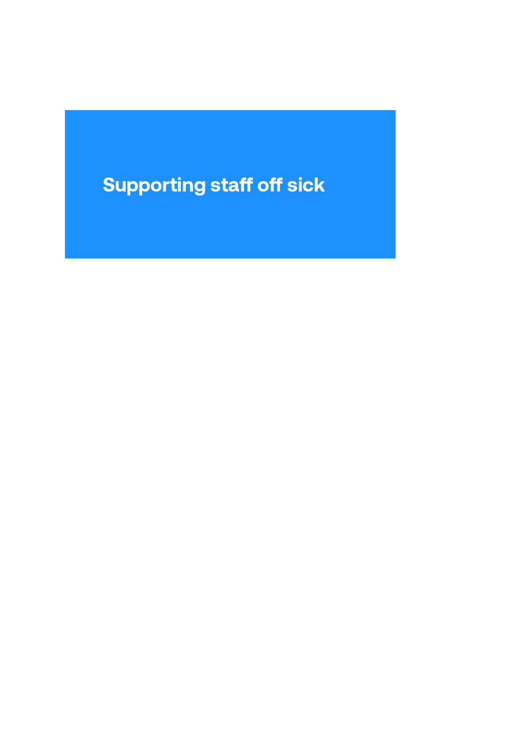# Supporting staff off sick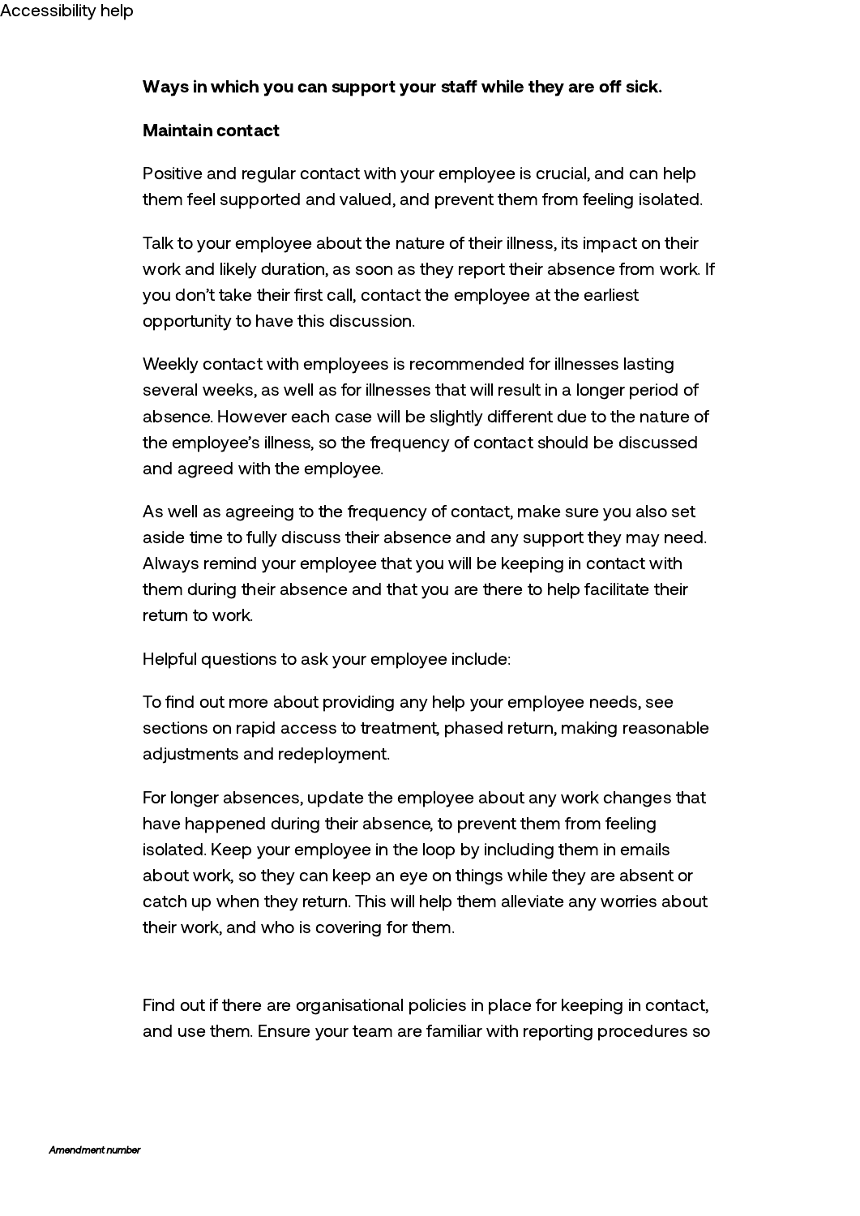**Ways in which you can support your staff while they are off sick.**

**Maintain contact**

Positive and regular contact with your employee is crucial, and can help them feel supported and valued, and prevent them from feeling isolated.

Talk to your employee about the nature of their illness, its impact on their work and likely duration, as soon as they report their absence from work. If you don't take their first call, contact the employee at the earliest opportunity to have this discussion.

Weekly contact with employees is recommended for illnesses lasting several weeks, as well as for illnesses that will result in a longer period of absence. However each case will be slightly different due to the nature of the employee's illness, so the frequency of contact should be discussed and agreed with the employee.

As well as agreeing to the frequency of contact, make sure you also set aside time to fully discuss their absence and any support they may need. Always remind your employee that you will be keeping in contact with them during their absence and that you are there to help facilitate their return to work.

Helpful questions to ask your employee include:

To find out more about providing any help your employee needs, see sections on rapid access to treatment, phased return, making reasonable adjustments and redeployment.

For longer absences, update the employee about any work changes that have happened during their absence, to prevent them from feeling isolated. Keep your employee in the loop by including them in emails about work, so they can keep an eye on things while they are absent or catch up when they return. This will help them alleviate any worries about their work, and who is covering for them.

Find out if there are organisational policies in place for keeping in contact, and use them. Ensure your team are familiar with reporting procedures so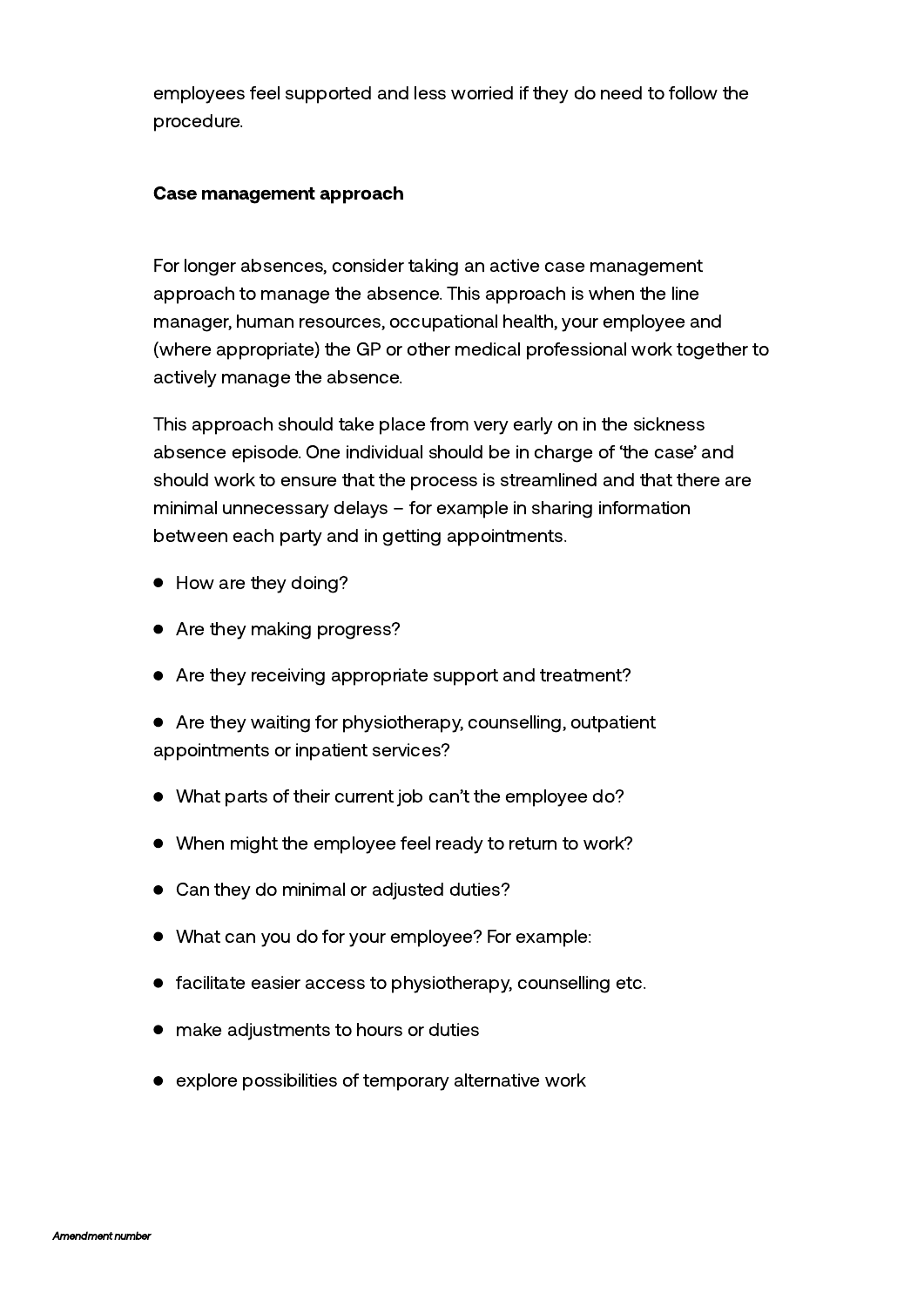employees feel supported and less worried if they do need to follow the procedure.

**Case management approach**

For longer absences, consider taking an active case management approach to manage the absence. This approach is when the line manager, human resources, occupational health, your employee and (where appropriate) the GP or other medical professional work together to actively manage the absence.

This approach should take place from very early on in the sickness absence episode. One individual should be in charge of 'the case' and should work to ensure that the process is streamlined and that there are minimal unnecessary delays – for example in sharing information between each party and in getting appointments.

- How are they doing?
- Are they making progress?
- Are they receiving appropriate support and treatment?
- Are they waiting for physiotherapy, counselling, outpatient appointments or inpatient services?
- What parts of their current job can't the employee do?
- When might the employee feel ready to return to work?
- Can they do minimal or adjusted duties?
- What can you do for your employee? For example:
- facilitate easier access to physiotherapy, counselling etc.
- make adjustments to hours or duties
- explore possibilities of temporary alternative work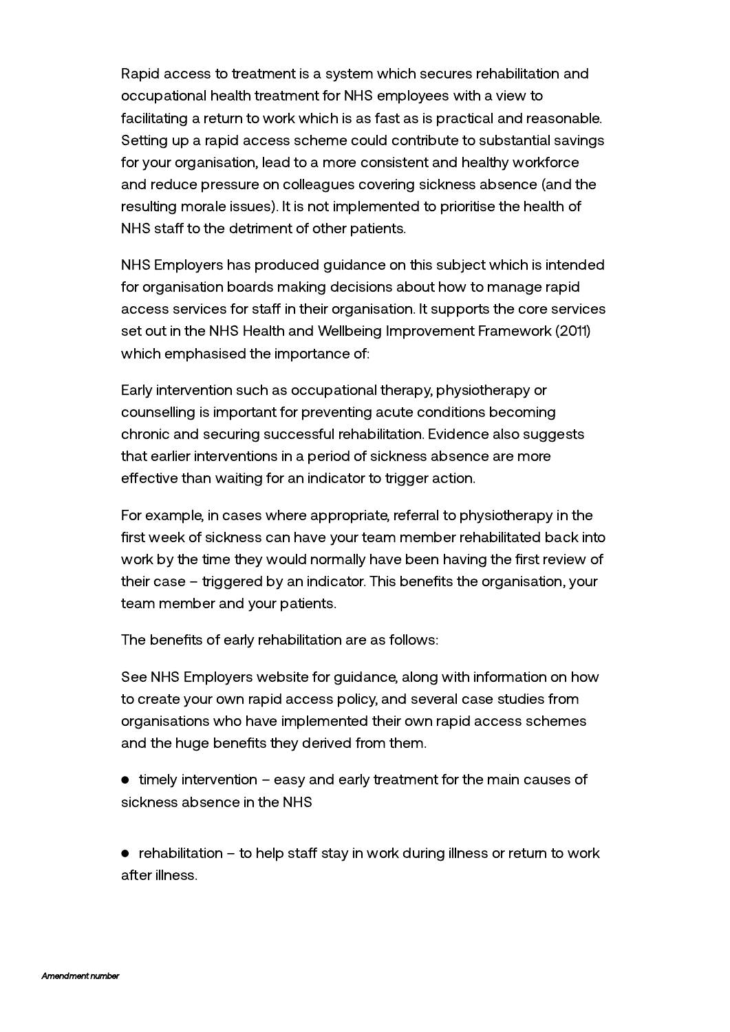Rapid access to treatment is a system which secures rehabilitation and occupational health treatment for NHS employees with a view to facilitating a return to work which is as fast as is practical and reasonable. Setting up a rapid access scheme could contribute to substantial savings for your organisation, lead to a more consistent and healthy workforce and reduce pressure on colleagues covering sickness absence (and the resulting morale issues). It is not implemented to prioritise the health of NHS staff to the detriment of other patients.

NHS Employers has produced guidance on this subject which is intended for organisation boards making decisions about how to manage rapid access services for staff in their organisation. It supports the core services set out in the NHS Health and Wellbeing Improvement Framework (2011) which emphasised the importance of:

Early intervention such as occupational therapy, physiotherapy or counselling is important for preventing acute conditions becoming chronic and securing successful rehabilitation. Evidence also suggests that earlier interventions in a period of sickness absence are more effective than waiting for an indicator to trigger action.

For example, in cases where appropriate, referral to physiotherapy in the first week of sickness can have your team member rehabilitated back into work by the time they would normally have been having the first review of their case – triggered by an indicator. This benefits the organisation, your team member and your patients.

The benefits of early rehabilitation are as follows:

See NHS Employers website for guidance, along with information on how to create your own rapid access policy, and several case studies from organisations who have implemented their own rapid access schemes and the huge benefits they derived from them.

- timely intervention – easy and early treatment for the main causes of sickness absence in the NHS

- rehabilitation – to help staff stay in work during illness or return to work after illness.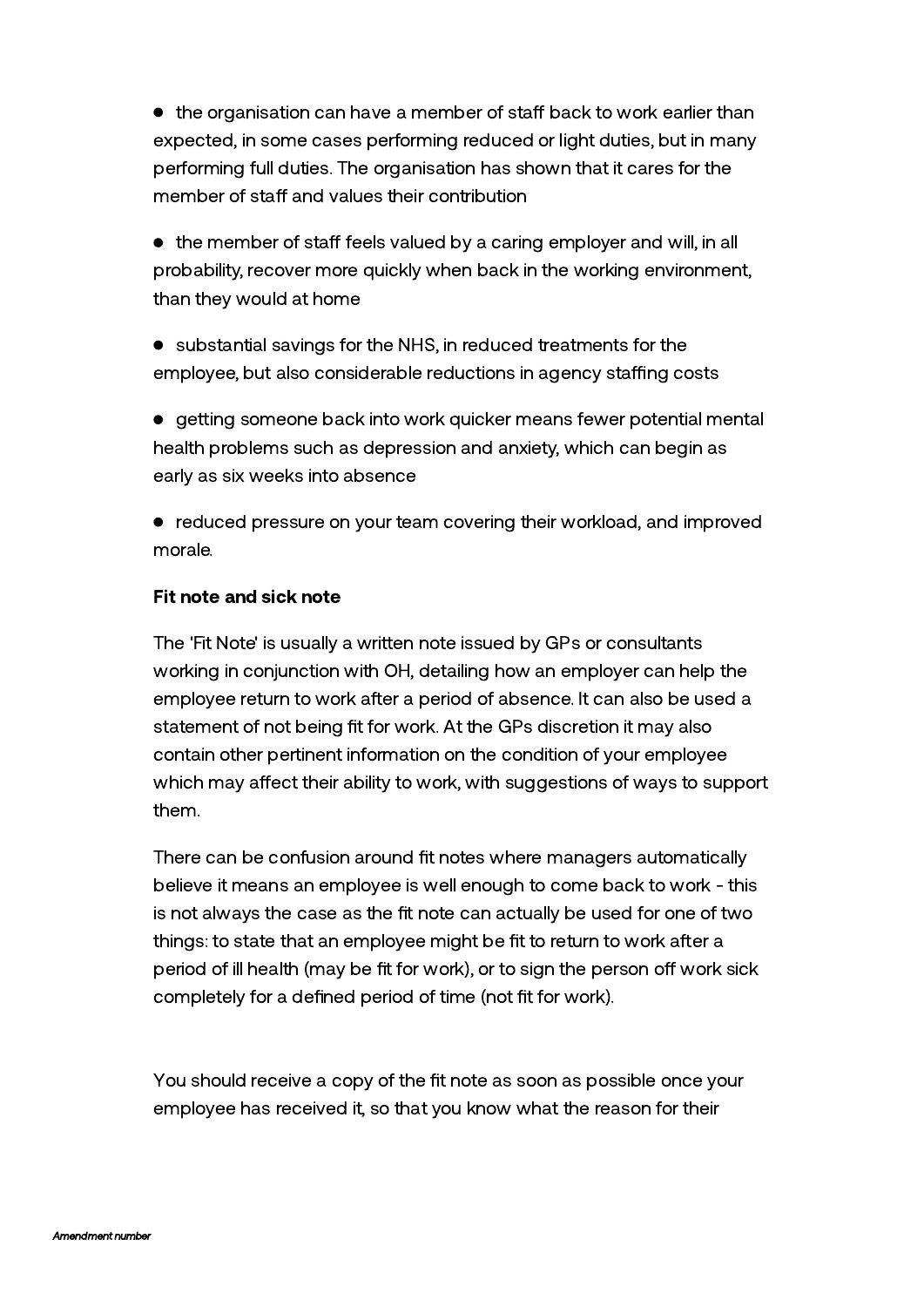- the organisation can have a member of staff back to work earlier than expected, in some cases performing reduced or light duties, but in many performing full duties. The organisation has shown that it cares for the member of staff and values their contribution

- the member of staff feels valued by a caring employer and will, in all probability, recover more quickly when back in the working environment, than they would at home

- substantial savings for the NHS, in reduced treatments for the employee, but also considerable reductions in agency staffing costs

- getting someone back into work quicker means fewer potential mental health problems such as depression and anxiety, which can begin as early as six weeks into absence

- reduced pressure on your team covering their workload, and improved morale.

**Fit note and sick note**

The 'Fit Note' is usually a written note issued by GPs or consultants working in conjunction with OH, detailing how an employer can help the employee return to work after a period of absence. It can also be used a statement of not being fit for work. At the GPs discretion it may also contain other pertinent information on the condition of your employee which may affect their ability to work, with suggestions of ways to support them.

There can be confusion around fit notes where managers automatically believe it means an employee is well enough to come back to work - this is not always the case as the fit note can actually be used for one of two things: to state that an employee might be fit to return to work after a period of ill health (may be fit for work), or to sign the person off work sick completely for a defined period of time (not fit for work).

You should receive a copy of the fit note as soon as possible once your employee has received it, so that you know what the reason for their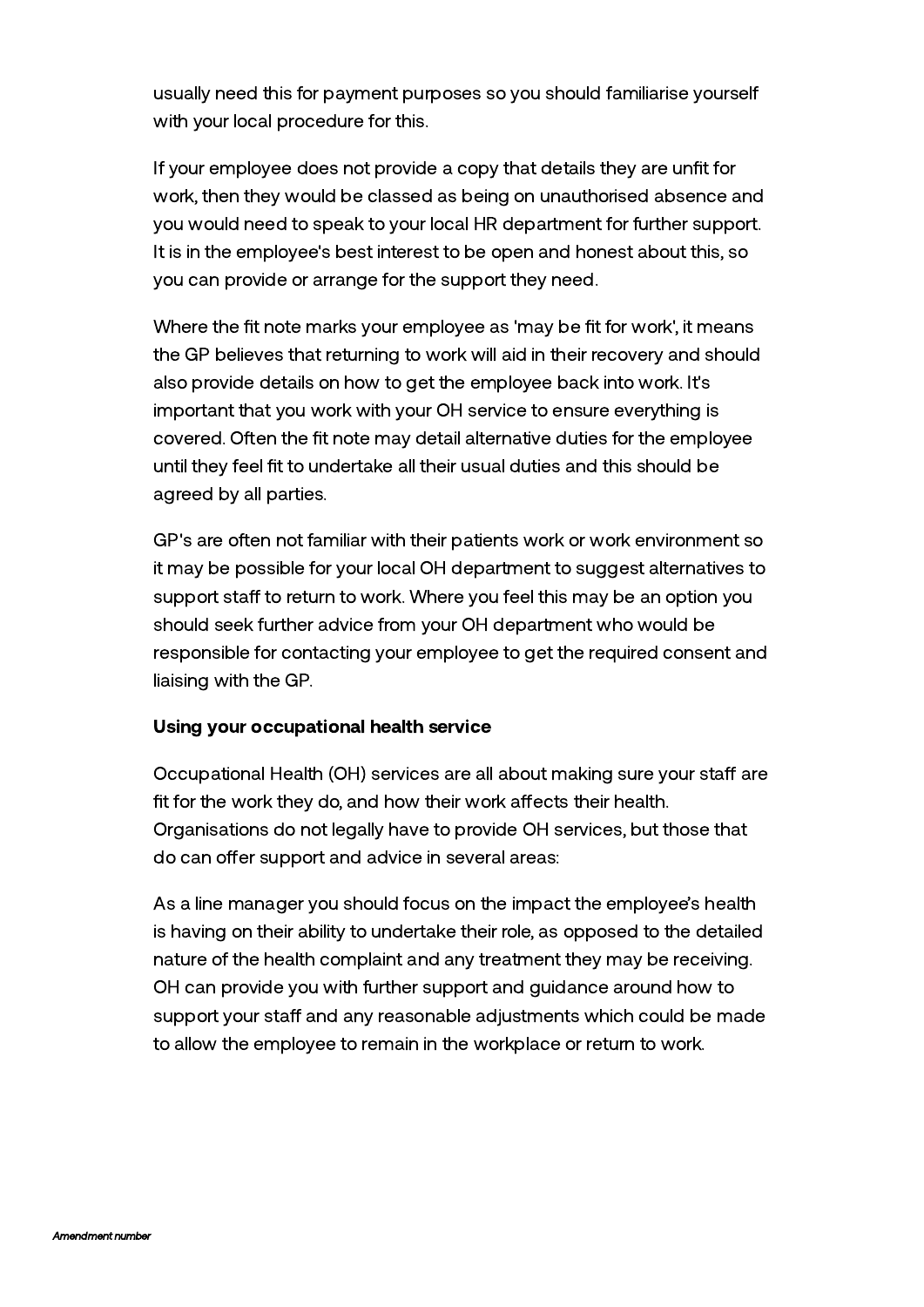usually need this for payment purposes so you should familiarise yourself with your local procedure for this.

If your employee does not provide a copy that details they are unfit for work, then they would be classed as being on unauthorised absence and you would need to speak to your local HR department for further support. It is in the employee's best interest to be open and honest about this, so you can provide or arrange for the support they need.

Where the fit note marks your employee as 'may be fit for work', it means the GP believes that returning to work will aid in their recovery and should also provide details on how to get the employee back into work. It's important that you work with your OH service to ensure everything is covered. Often the fit note may detail alternative duties for the employee until they feel fit to undertake all their usual duties and this should be agreed by all parties.

GP's are often not familiar with their patients work or work environment so it may be possible for your local OH department to suggest alternatives to support staff to return to work. Where you feel this may be an option you should seek further advice from your OH department who would be responsible for contacting your employee to get the required consent and liaising with the GP.

**Using your occupational health service**

Occupational Health (OH) services are all about making sure your staff are fit for the work they do, and how their work affects their health. Organisations do not legally have to provide OH services, but those that do can offer support and advice in several areas:

As a line manager you should focus on the impact the employee's health is having on their ability to undertake their role, as opposed to the detailed nature of the health complaint and any treatment they may be receiving. OH can provide you with further support and guidance around how to support your staff and any reasonable adjustments which could be made to allow the employee to remain in the workplace or return to work.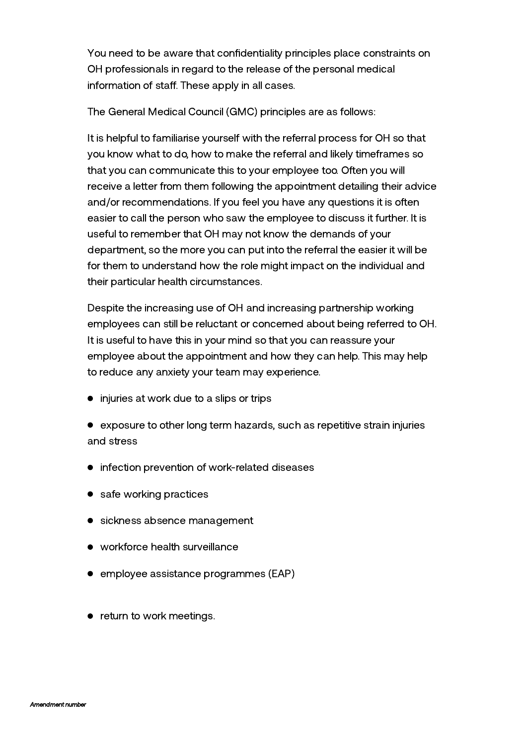You need to be aware that confidentiality principles place constraints on OH professionals in regard to the release of the personal medical information of staff. These apply in all cases.

The General Medical Council (GMC) principles are as follows:

It is helpful to familiarise yourself with the referral process for OH so that you know what to do, how to make the referral and likely timeframes so that you can communicate this to your employee too. Often you will receive a letter from them following the appointment detailing their advice and/or recommendations. If you feel you have any questions it is often easier to call the person who saw the employee to discuss it further. It is useful to remember that OH may not know the demands of your department, so the more you can put into the referral the easier it will be for them to understand how the role might impact on the individual and their particular health circumstances.

Despite the increasing use of OH and increasing partnership working employees can still be reluctant or concerned about being referred to OH. It is useful to have this in your mind so that you can reassure your employee about the appointment and how they can help. This may help to reduce any anxiety your team may experience.

- injuries at work due to a slips or trips
- exposure to other long term hazards, such as repetitive strain injuries and stress
- infection prevention of work-related diseases
- safe working practices
- sickness absence management
- workforce health surveillance
- employee assistance programmes (EAP)
- return to work meetings.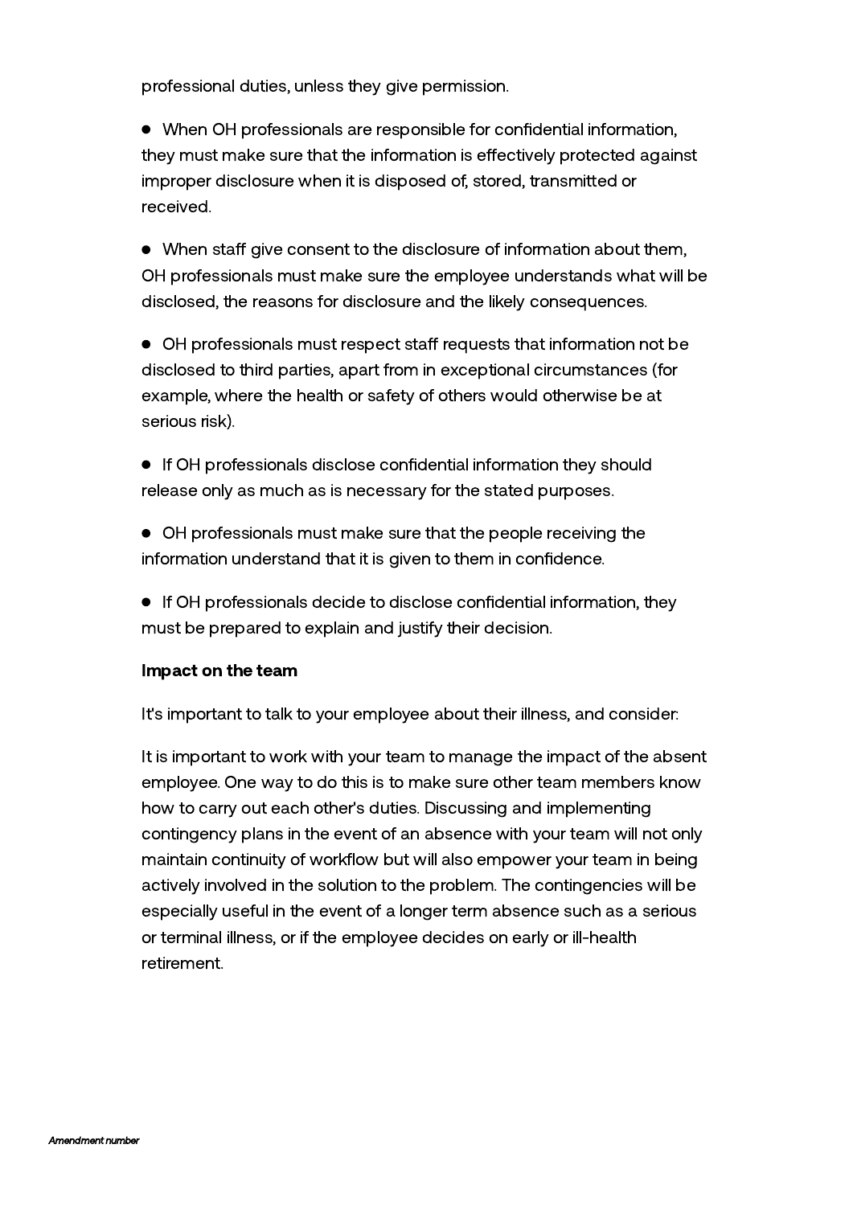professional duties, unless they give permission.

- When OH professionals are responsible for confidential information, they must make sure that the information is effectively protected against improper disclosure when it is disposed of, stored, transmitted or received.

- When staff give consent to the disclosure of information about them, OH professionals must make sure the employee understands what will be disclosed, the reasons for disclosure and the likely consequences.

- OH professionals must respect staff requests that information not be disclosed to third parties, apart from in exceptional circumstances (for example, where the health or safety of others would otherwise be at serious risk).

- If OH professionals disclose confidential information they should release only as much as is necessary for the stated purposes.

- OH professionals must make sure that the people receiving the information understand that it is given to them in confidence.

- If OH professionals decide to disclose confidential information, they must be prepared to explain and justify their decision.

**Impact on the team**

It's important to talk to your employee about their illness, and consider:

It is important to work with your team to manage the impact of the absent employee. One way to do this is to make sure other team members know how to carry out each other's duties. Discussing and implementing contingency plans in the event of an absence with your team will not only maintain continuity of workflow but will also empower your team in being actively involved in the solution to the problem. The contingencies will be especially useful in the event of a longer term absence such as a serious or terminal illness, or if the employee decides on early or ill-health retirement.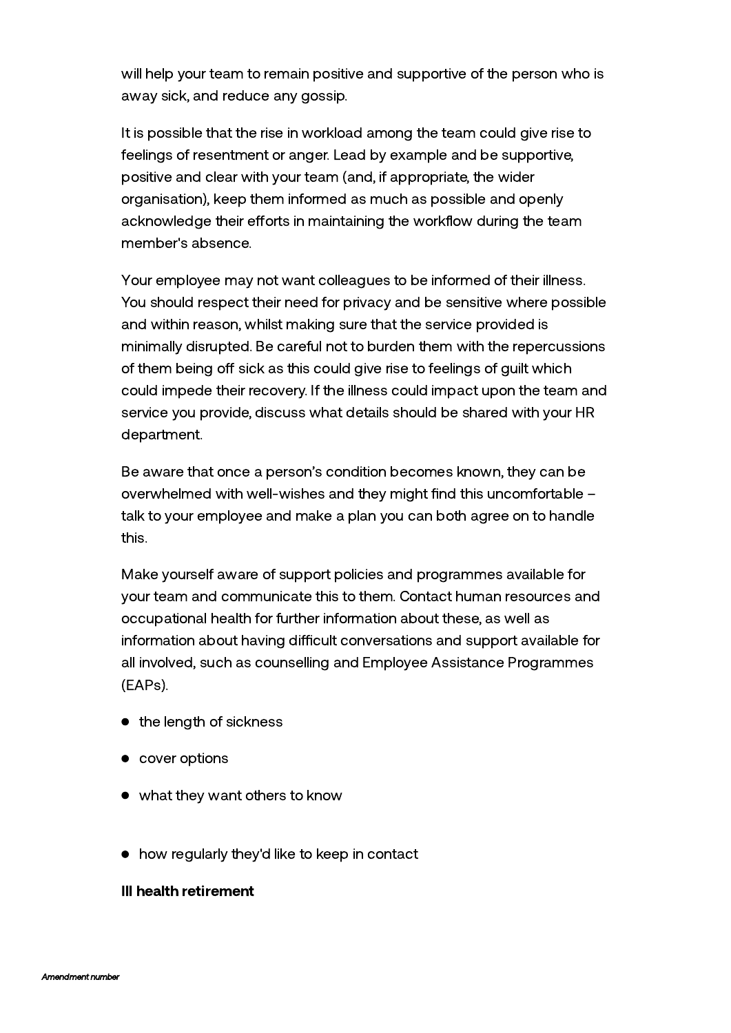will help your team to remain positive and supportive of the person who is away sick, and reduce any gossip.

It is possible that the rise in workload among the team could give rise to feelings of resentment or anger. Lead by example and be supportive, positive and clear with your team (and, if appropriate, the wider organisation), keep them informed as much as possible and openly acknowledge their efforts in maintaining the workflow during the team member's absence.

Your employee may not want colleagues to be informed of their illness. You should respect their need for privacy and be sensitive where possible and within reason, whilst making sure that the service provided is minimally disrupted. Be careful not to burden them with the repercussions of them being off sick as this could give rise to feelings of guilt which could impede their recovery. If the illness could impact upon the team and service you provide, discuss what details should be shared with your HR department.

Be aware that once a person's condition becomes known, they can be overwhelmed with well-wishes and they might find this uncomfortable – talk to your employee and make a plan you can both agree on to handle this.

Make yourself aware of support policies and programmes available for your team and communicate this to them. Contact human resources and occupational health for further information about these, as well as information about having difficult conversations and support available for all involved, such as counselling and Employee Assistance Programmes (EAPs).

- the length of sickness
- cover options
- what they want others to know
- how regularly they'd like to keep in contact

**Ill health retirement**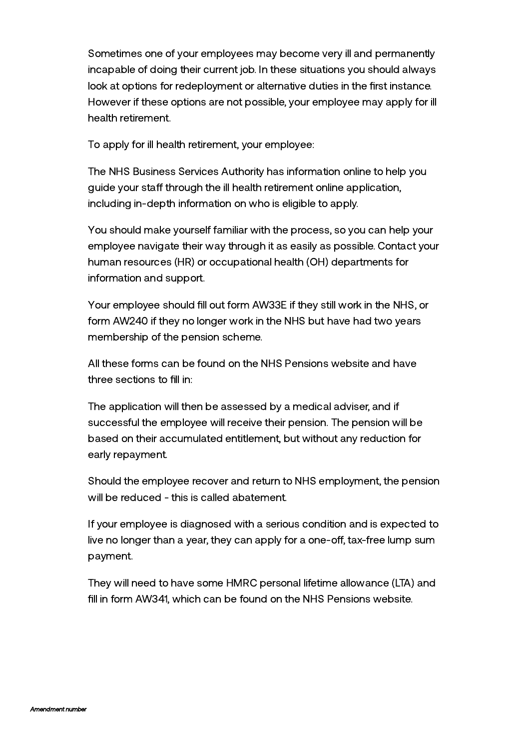Sometimes one of your employees may become very ill and permanently incapable of doing their current job. In these situations you should always look at options for redeployment or alternative duties in the first instance. However if these options are not possible, your employee may apply for ill health retirement.

To apply for ill health retirement, your employee:

The NHS Business Services Authority has information online to help you guide your staff through the ill health retirement online application, including in-depth information on who is eligible to apply.

You should make yourself familiar with the process, so you can help your employee navigate their way through it as easily as possible. Contact your human resources (HR) or occupational health (OH) departments for information and support.

Your employee should fill out form AW33E if they still work in the NHS, or form AW240 if they no longer work in the NHS but have had two years membership of the pension scheme.

All these forms can be found on the NHS Pensions website and have three sections to fill in:

The application will then be assessed by a medical adviser, and if successful the employee will receive their pension. The pension will be based on their accumulated entitlement, but without any reduction for early repayment.

Should the employee recover and return to NHS employment, the pension will be reduced - this is called abatement.

If your employee is diagnosed with a serious condition and is expected to live no longer than a year, they can apply for a one-off, tax-free lump sum payment.

They will need to have some HMRC personal lifetime allowance (LTA) and fill in form AW341, which can be found on the NHS Pensions website.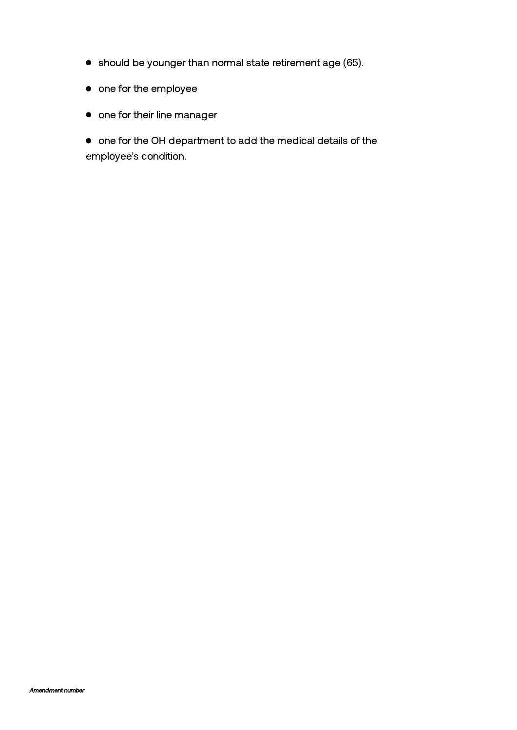- should be younger than normal state retirement age (65).
- one for the employee
- one for their line manager
- one for the OH department to add the medical details of the employee's condition.